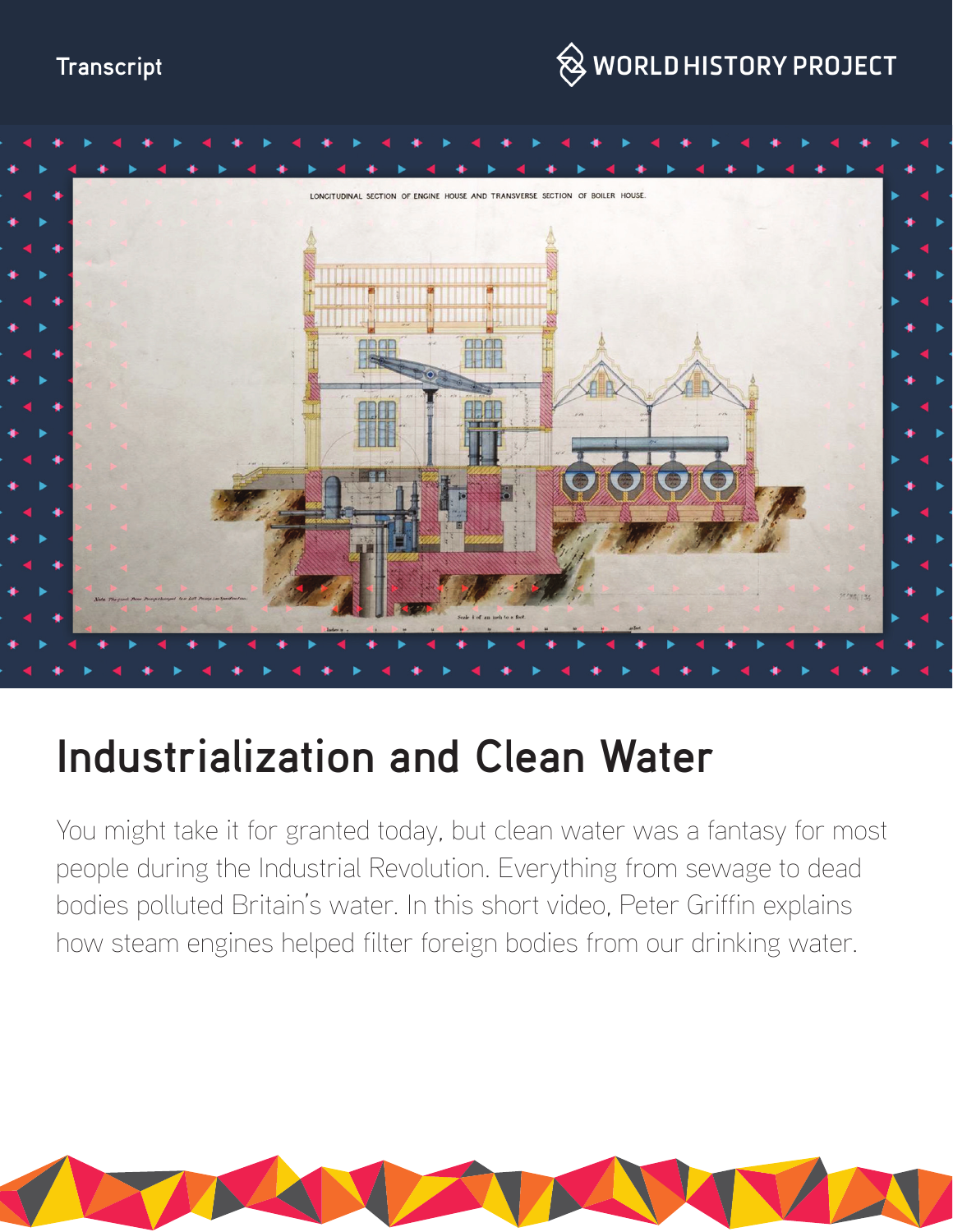Transcript

WORLD HISTORY PROJECT

# Industrialization and Clean Water

You might take it for granted today, but clean water was a fantasy for most people during the Industrial Revolution. Everything from sewage to dead bodies polluted Britain's water. In this short video, Peter Griffin explains how steam engines helped filter foreign bodies from our drinking water.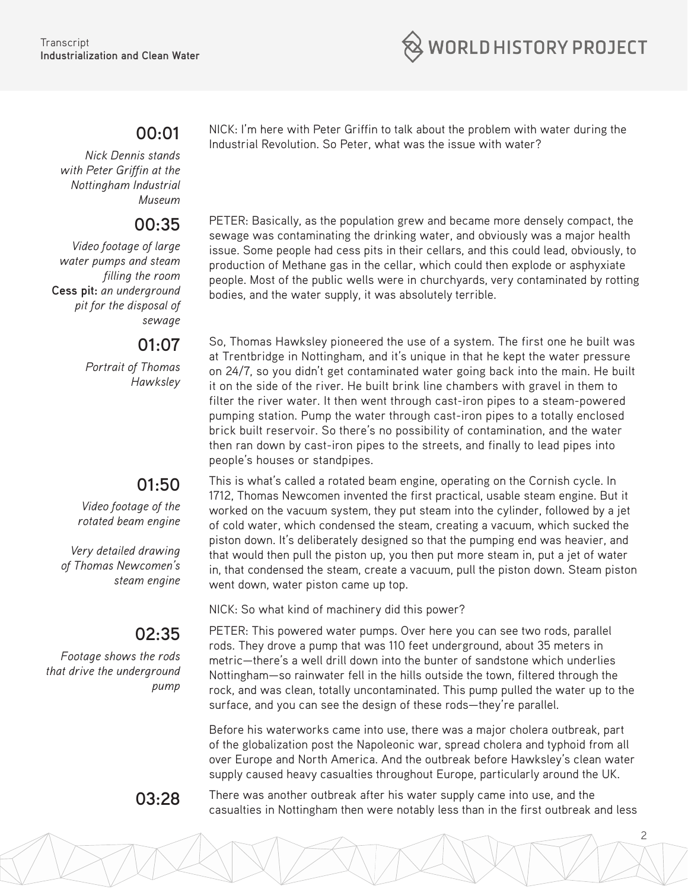**00:01**

*Nick Dennis stands with Peter Griffin at the Nottingham Industrial Museum*

NICK: I'm here with Peter Griffin to talk about the problem with water during the Industrial Revolution. So Peter, what was the issue with water?

**00:35**

*Video footage of large water pumps and steam filling the room*

**Cess pit:** *an underground pit for the disposal of sewage*

PETER: Basically, as the population grew and became more densely compact, the sewage was contaminating the drinking water, and obviously was a major health issue. Some people had cess pits in their cellars, and this could lead, obviously, to production of Methane gas in the cellar, which could then explode or asphyxiate people. Most of the public wells were in churchyards, very contaminated by rotting bodies, and the water supply, it was absolutely terrible.

**01:07**

*Portrait of Thomas Hawksley*

So, Thomas Hawksley pioneered the use of a system. The first one he built was at Trentbridge in Nottingham, and it's unique in that he kept the water pressure on 24/7, so you didn't get contaminated water going back into the main. He built it on the side of the river. He built brink line chambers with gravel in them to filter the river water. It then went through cast-iron pipes to a steam-powered pumping station. Pump the water through cast-iron pipes to a totally enclosed brick built reservoir. So there's no possibility of contamination, and the water then ran down by cast-iron pipes to the streets, and finally to lead pipes into people's houses or standpipes.

**01:50**

*Video footage of the rotated beam engine*

*Very detailed drawing of Thomas Newcomen's steam engine*

This is what's called a rotated beam engine, operating on the Cornish cycle. In 1712, Thomas Newcomen invented the first practical, usable steam engine. But it worked on the vacuum system, they put steam into the cylinder, followed by a jet of cold water, which condensed the steam, creating a vacuum, which sucked the piston down. It's deliberately designed so that the pumping end was heavier, and that would then pull the piston up, you then put more steam in, put a jet of water in, that condensed the steam, create a vacuum, pull the piston down. Steam piston went down, water piston came up top.

NICK: So what kind of machinery did this power?

**02:35**

*Footage shows the rods that drive the underground pump*

PETER: This powered water pumps. Over here you can see two rods, parallel rods. They drove a pump that was 110 feet underground, about 35 meters in metric—there's a well drill down into the bunter of sandstone which underlies Nottingham—so rainwater fell in the hills outside the town, filtered through the rock, and was clean, totally uncontaminated. This pump pulled the water up to the surface, and you can see the design of these rods—they're parallel.

Before his waterworks came into use, there was a major cholera outbreak, part of the globalization post the Napoleonic war, spread cholera and typhoid from all over Europe and North America. And the outbreak before Hawksley's clean water supply caused heavy casualties throughout Europe, particularly around the UK.

**03:28**

There was another outbreak after his water supply came into use, and the casualties in Nottingham then were notably less than in the first outbreak and less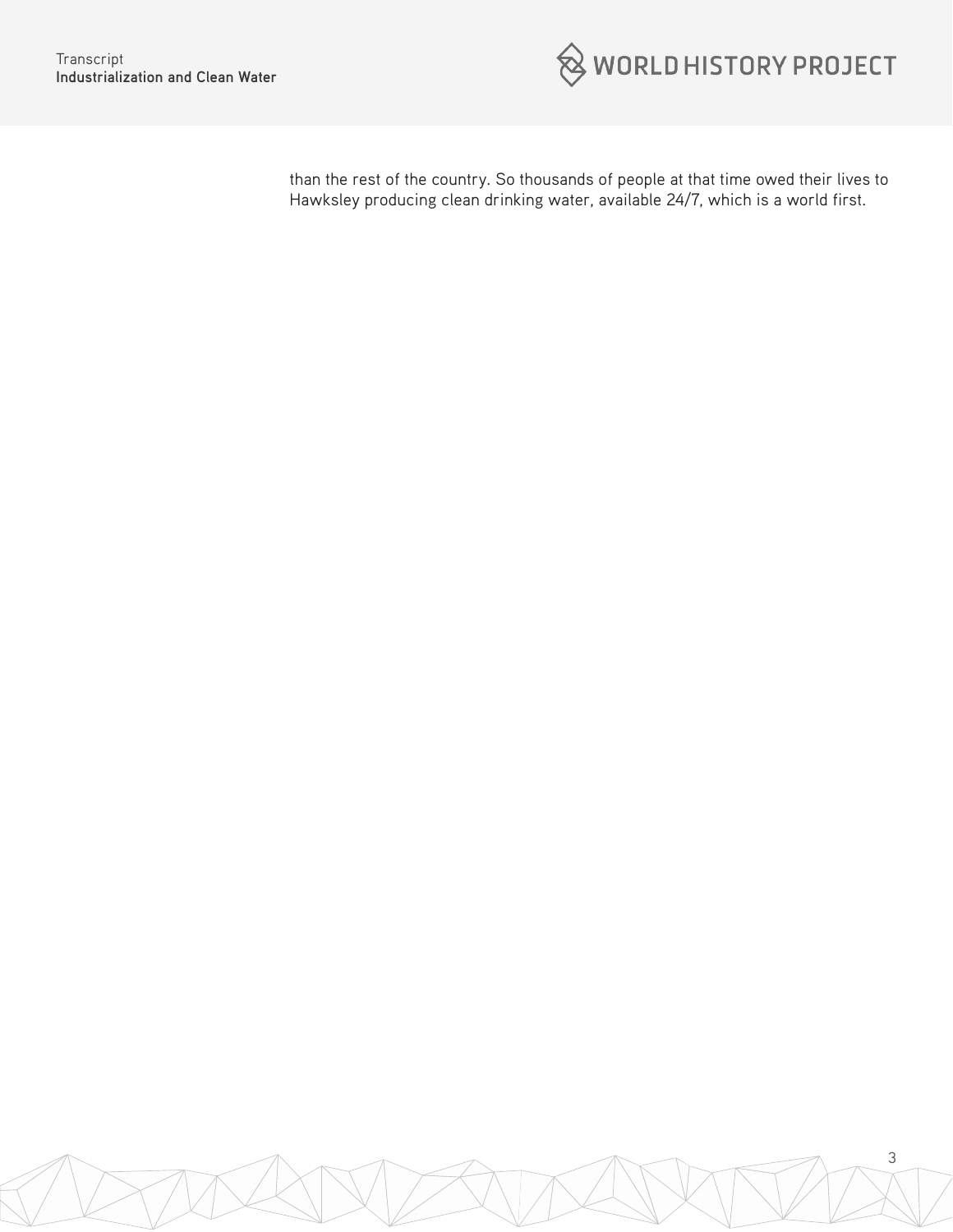than the rest of the country. So thousands of people at that time owed their lives to Hawksley producing clean drinking water, available 24/7, which is a world first.